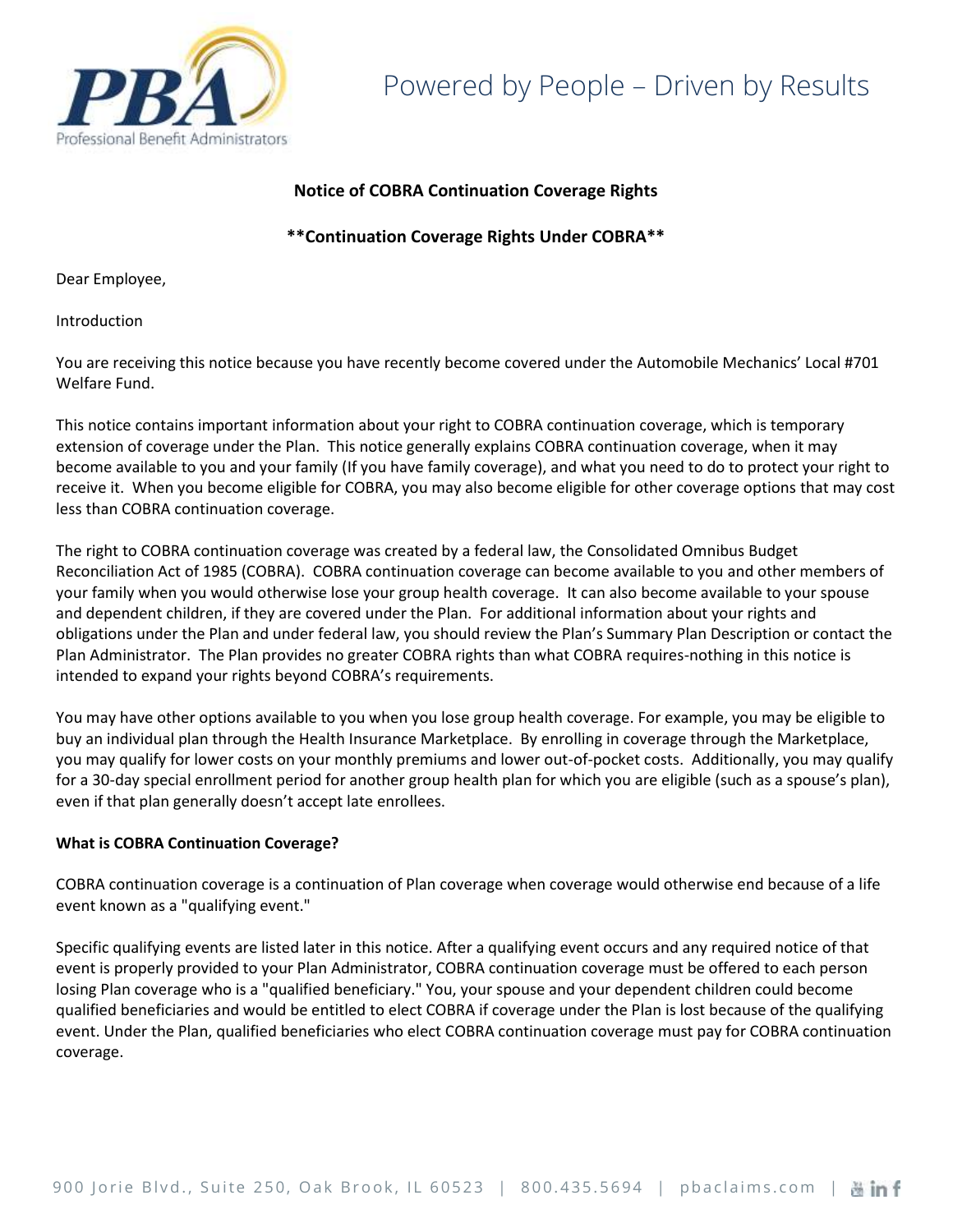Powered by People – Driven by Results

**Notice of COBRA Continuation Coverage Rights**

****Continuation Coverage Rights Under COBRA****

Dear Employee,

Introduction

You are receiving this notice because you have recently become covered under the Automobile Mechanics' Local #701 Welfare Fund.

This notice contains important information about your right to COBRA continuation coverage, which is temporary extension of coverage under the Plan. This notice generally explains COBRA continuation coverage, when it may become available to you and your family (If you have family coverage), and what you need to do to protect your right to receive it. When you become eligible for COBRA, you may also become eligible for other coverage options that may cost less than COBRA continuation coverage.

The right to COBRA continuation coverage was created by a federal law, the Consolidated Omnibus Budget Reconciliation Act of 1985 (COBRA). COBRA continuation coverage can become available to you and other members of your family when you would otherwise lose your group health coverage. It can also become available to your spouse and dependent children, if they are covered under the Plan. For additional information about your rights and obligations under the Plan and under federal law, you should review the Plan's Summary Plan Description or contact the Plan Administrator. The Plan provides no greater COBRA rights than what COBRA requires-nothing in this notice is intended to expand your rights beyond COBRA's requirements.

You may have other options available to you when you lose group health coverage. For example, you may be eligible to buy an individual plan through the Health Insurance Marketplace. By enrolling in coverage through the Marketplace, you may qualify for lower costs on your monthly premiums and lower out-of-pocket costs. Additionally, you may qualify for a 30-day special enrollment period for another group health plan for which you are eligible (such as a spouse's plan), even if that plan generally doesn't accept late enrollees.

**What is COBRA Continuation Coverage?**

COBRA continuation coverage is a continuation of Plan coverage when coverage would otherwise end because of a life event known as a "qualifying event."

Specific qualifying events are listed later in this notice. After a qualifying event occurs and any required notice of that event is properly provided to your Plan Administrator, COBRA continuation coverage must be offered to each person losing Plan coverage who is a "qualified beneficiary." You, your spouse and your dependent children could become qualified beneficiaries and would be entitled to elect COBRA if coverage under the Plan is lost because of the qualifying event. Under the Plan, qualified beneficiaries who elect COBRA continuation coverage must pay for COBRA continuation coverage.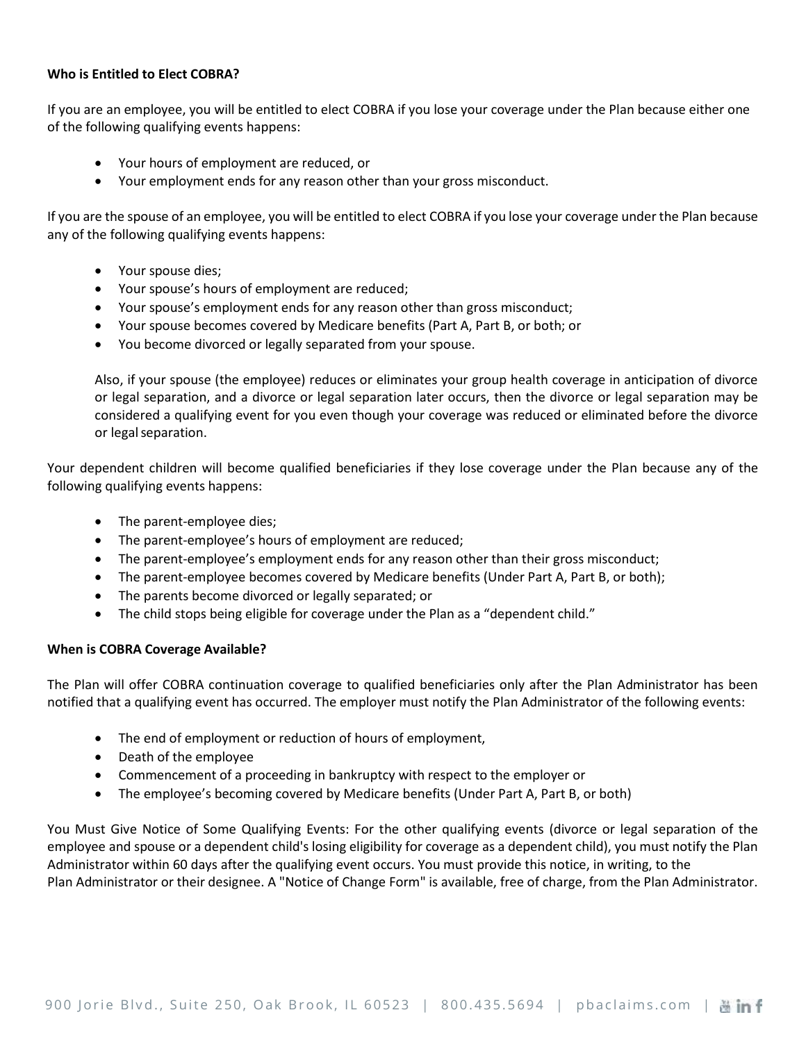**Who is Entitled to Elect COBRA?**

If you are an employee, you will be entitled to elect COBRA if you lose your coverage under the Plan because either one of the following qualifying events happens:

- Your hours of employment are reduced, or
- Your employment ends for any reason other than your gross misconduct.

If you are the spouse of an employee, you will be entitled to elect COBRA if you lose your coverage under the Plan because any of the following qualifying events happens:

- Your spouse dies;
- Your spouse's hours of employment are reduced;
- Your spouse's employment ends for any reason other than gross misconduct;
- Your spouse becomes covered by Medicare benefits (Part A, Part B, or both; or
- You become divorced or legally separated from your spouse.

Also, if your spouse (the employee) reduces or eliminates your group health coverage in anticipation of divorce or legal separation, and a divorce or legal separation later occurs, then the divorce or legal separation may be considered a qualifying event for you even though your coverage was reduced or eliminated before the divorce or legal separation.

Your dependent children will become qualified beneficiaries if they lose coverage under the Plan because any of the following qualifying events happens:

- The parent-employee dies;
- The parent-employee's hours of employment are reduced;
- The parent-employee's employment ends for any reason other than their gross misconduct;
- The parent-employee becomes covered by Medicare benefits (Under Part A, Part B, or both);
- The parents become divorced or legally separated; or
- The child stops being eligible for coverage under the Plan as a "dependent child."

**When is COBRA Coverage Available?**

The Plan will offer COBRA continuation coverage to qualified beneficiaries only after the Plan Administrator has been notified that a qualifying event has occurred. The employer must notify the Plan Administrator of the following events:

- The end of employment or reduction of hours of employment,
- Death of the employee
- Commencement of a proceeding in bankruptcy with respect to the employer or
- The employee's becoming covered by Medicare benefits (Under Part A, Part B, or both)

You Must Give Notice of Some Qualifying Events: For the other qualifying events (divorce or legal separation of the employee and spouse or a dependent child's losing eligibility for coverage as a dependent child), you must notify the Plan Administrator within 60 days after the qualifying event occurs. You must provide this notice, in writing, to the Plan Administrator or their designee. A "Notice of Change Form" is available, free of charge, from the Plan Administrator.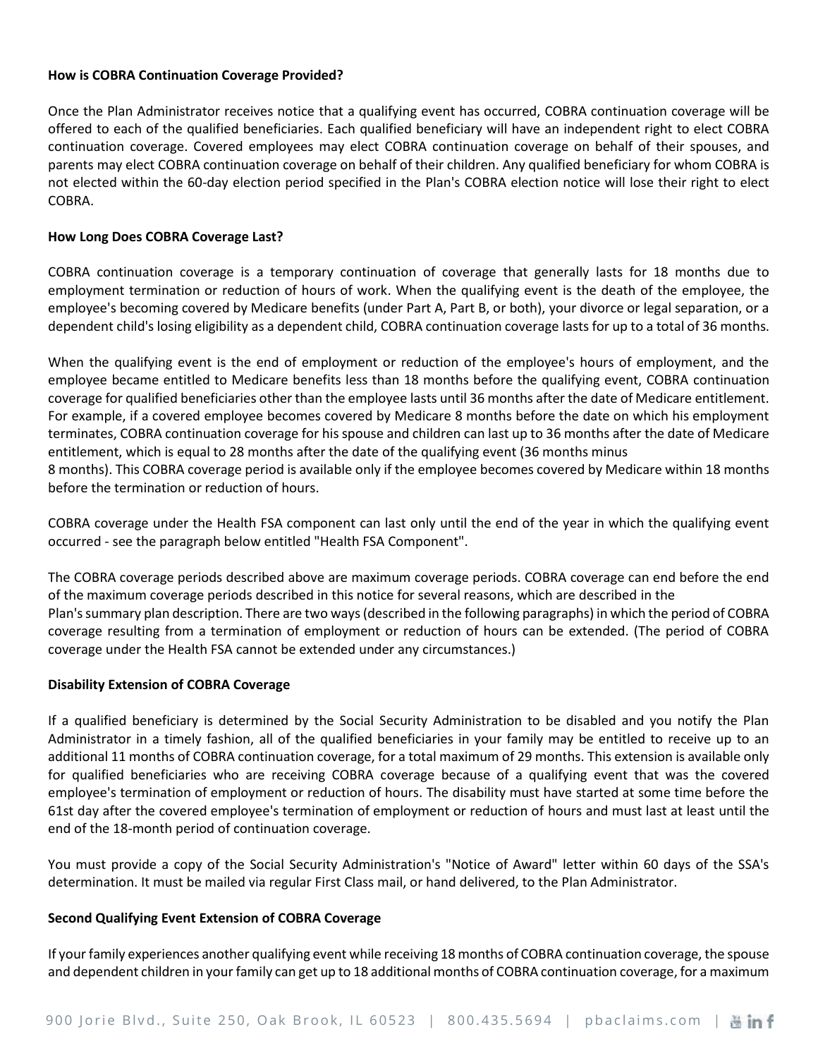**How is COBRA Continuation Coverage Provided?**

Once the Plan Administrator receives notice that a qualifying event has occurred, COBRA continuation coverage will be offered to each of the qualified beneficiaries. Each qualified beneficiary will have an independent right to elect COBRA continuation coverage. Covered employees may elect COBRA continuation coverage on behalf of their spouses, and parents may elect COBRA continuation coverage on behalf of their children. Any qualified beneficiary for whom COBRA is not elected within the 60-day election period specified in the Plan's COBRA election notice will lose their right to elect COBRA.

**How Long Does COBRA Coverage Last?**

COBRA continuation coverage is a temporary continuation of coverage that generally lasts for 18 months due to employment termination or reduction of hours of work. When the qualifying event is the death of the employee, the employee's becoming covered by Medicare benefits (under Part A, Part B, or both), your divorce or legal separation, or a dependent child's losing eligibility as a dependent child, COBRA continuation coverage lasts for up to a total of 36 months.

When the qualifying event is the end of employment or reduction of the employee's hours of employment, and the employee became entitled to Medicare benefits less than 18 months before the qualifying event, COBRA continuation coverage for qualified beneficiaries other than the employee lasts until 36 months after the date of Medicare entitlement. For example, if a covered employee becomes covered by Medicare 8 months before the date on which his employment terminates, COBRA continuation coverage for his spouse and children can last up to 36 months after the date of Medicare entitlement, which is equal to 28 months after the date of the qualifying event (36 months minus 8 months). This COBRA coverage period is available only if the employee becomes covered by Medicare within 18 months before the termination or reduction of hours.

COBRA coverage under the Health FSA component can last only until the end of the year in which the qualifying event occurred - see the paragraph below entitled "Health FSA Component".

The COBRA coverage periods described above are maximum coverage periods. COBRA coverage can end before the end of the maximum coverage periods described in this notice for several reasons, which are described in the Plan's summary plan description. There are two ways (described in the following paragraphs) in which the period of COBRA coverage resulting from a termination of employment or reduction of hours can be extended. (The period of COBRA coverage under the Health FSA cannot be extended under any circumstances.)

**Disability Extension of COBRA Coverage**

If a qualified beneficiary is determined by the Social Security Administration to be disabled and you notify the Plan Administrator in a timely fashion, all of the qualified beneficiaries in your family may be entitled to receive up to an additional 11 months of COBRA continuation coverage, for a total maximum of 29 months. This extension is available only for qualified beneficiaries who are receiving COBRA coverage because of a qualifying event that was the covered employee's termination of employment or reduction of hours. The disability must have started at some time before the 61st day after the covered employee's termination of employment or reduction of hours and must last at least until the end of the 18-month period of continuation coverage.

You must provide a copy of the Social Security Administration's "Notice of Award" letter within 60 days of the SSA's determination. It must be mailed via regular First Class mail, or hand delivered, to the Plan Administrator.

**Second Qualifying Event Extension of COBRA Coverage**

If your family experiences another qualifying event while receiving 18 months of COBRA continuation coverage, the spouse and dependent children in your family can get up to 18 additional months of COBRA continuation coverage, for a maximum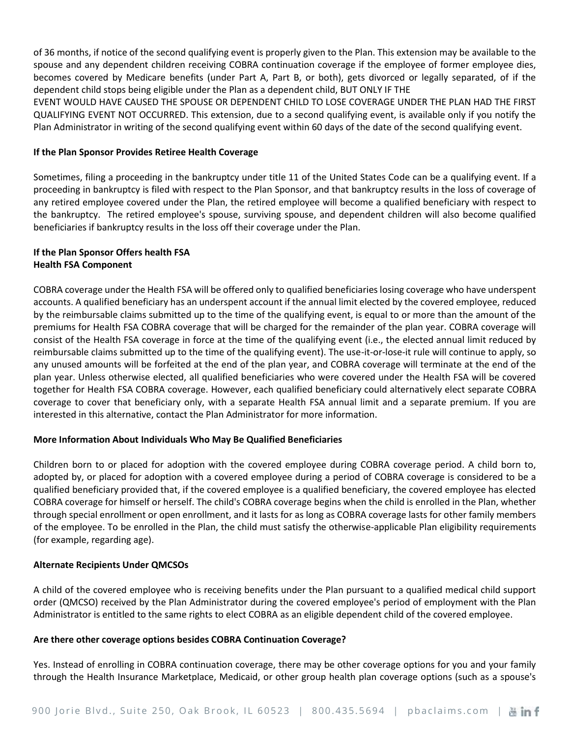of 36 months, if notice of the second qualifying event is properly given to the Plan. This extension may be available to the spouse and any dependent children receiving COBRA continuation coverage if the employee of former employee dies, becomes covered by Medicare benefits (under Part A, Part B, or both), gets divorced or legally separated, of if the dependent child stops being eligible under the Plan as a dependent child, BUT ONLY IF THE EVENT WOULD HAVE CAUSED THE SPOUSE OR DEPENDENT CHILD TO LOSE COVERAGE UNDER THE PLAN HAD THE FIRST QUALIFYING EVENT NOT OCCURRED. This extension, due to a second qualifying event, is available only if you notify the Plan Administrator in writing of the second qualifying event within 60 days of the date of the second qualifying event.

**If the Plan Sponsor Provides Retiree Health Coverage**

Sometimes, filing a proceeding in the bankruptcy under title 11 of the United States Code can be a qualifying event. If a proceeding in bankruptcy is filed with respect to the Plan Sponsor, and that bankruptcy results in the loss of coverage of any retired employee covered under the Plan, the retired employee will become a qualified beneficiary with respect to the bankruptcy. The retired employee's spouse, surviving spouse, and dependent children will also become qualified beneficiaries if bankruptcy results in the loss off their coverage under the Plan.

**If the Plan Sponsor Offers health FSA**
**Health FSA Component**

COBRA coverage under the Health FSA will be offered only to qualified beneficiaries losing coverage who have underspent accounts. A qualified beneficiary has an underspent account if the annual limit elected by the covered employee, reduced by the reimbursable claims submitted up to the time of the qualifying event, is equal to or more than the amount of the premiums for Health FSA COBRA coverage that will be charged for the remainder of the plan year. COBRA coverage will consist of the Health FSA coverage in force at the time of the qualifying event (i.e., the elected annual limit reduced by reimbursable claims submitted up to the time of the qualifying event). The use-it-or-lose-it rule will continue to apply, so any unused amounts will be forfeited at the end of the plan year, and COBRA coverage will terminate at the end of the plan year. Unless otherwise elected, all qualified beneficiaries who were covered under the Health FSA will be covered together for Health FSA COBRA coverage. However, each qualified beneficiary could alternatively elect separate COBRA coverage to cover that beneficiary only, with a separate Health FSA annual limit and a separate premium. If you are interested in this alternative, contact the Plan Administrator for more information.

**More Information About Individuals Who May Be Qualified Beneficiaries**

Children born to or placed for adoption with the covered employee during COBRA coverage period. A child born to, adopted by, or placed for adoption with a covered employee during a period of COBRA coverage is considered to be a qualified beneficiary provided that, if the covered employee is a qualified beneficiary, the covered employee has elected COBRA coverage for himself or herself. The child's COBRA coverage begins when the child is enrolled in the Plan, whether through special enrollment or open enrollment, and it lasts for as long as COBRA coverage lasts for other family members of the employee. To be enrolled in the Plan, the child must satisfy the otherwise-applicable Plan eligibility requirements (for example, regarding age).

**Alternate Recipients Under QMCSOs**

A child of the covered employee who is receiving benefits under the Plan pursuant to a qualified medical child support order (QMCSO) received by the Plan Administrator during the covered employee's period of employment with the Plan Administrator is entitled to the same rights to elect COBRA as an eligible dependent child of the covered employee.

**Are there other coverage options besides COBRA Continuation Coverage?**

Yes. Instead of enrolling in COBRA continuation coverage, there may be other coverage options for you and your family through the Health Insurance Marketplace, Medicaid, or other group health plan coverage options (such as a spouse's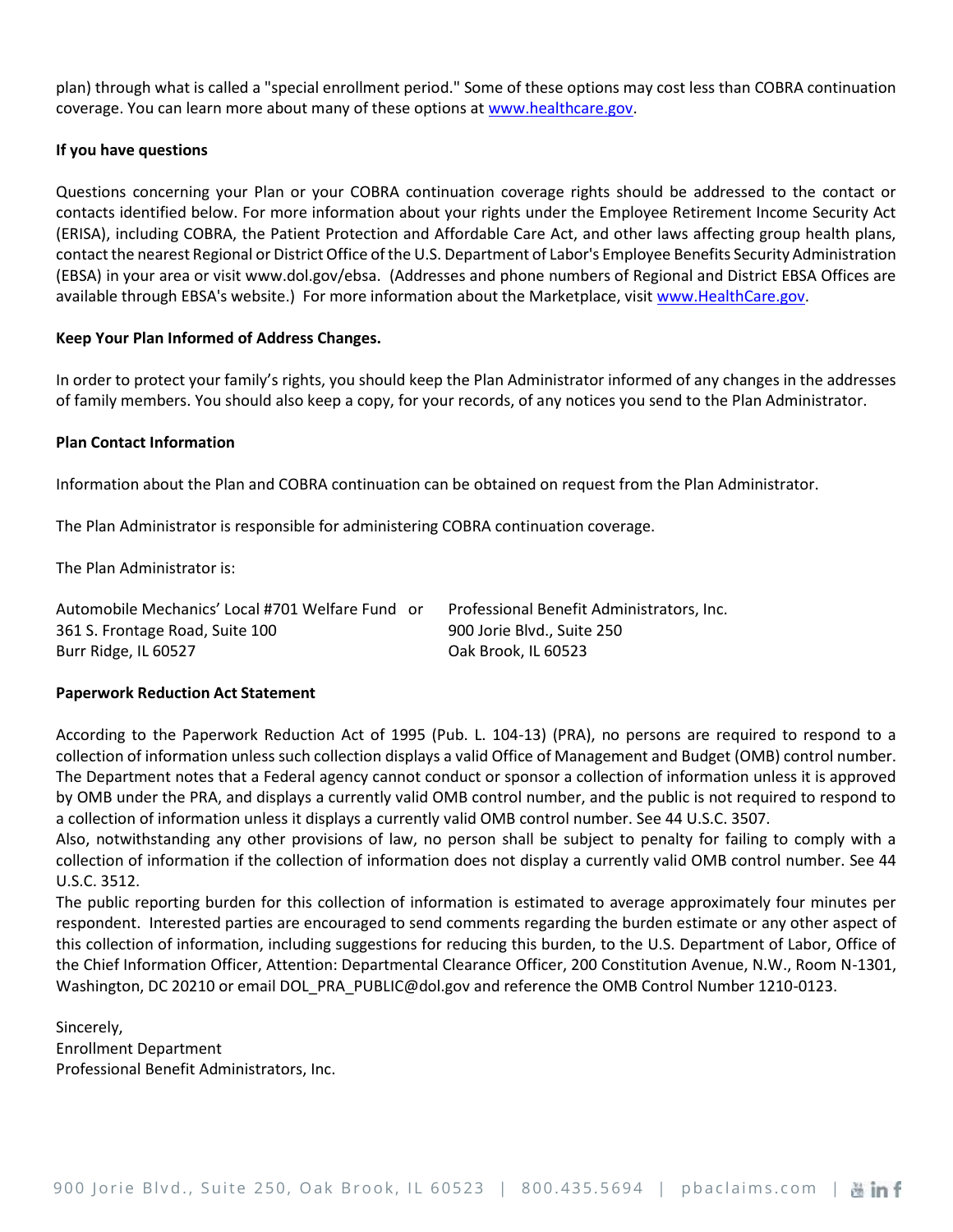plan) through what is called a "special enrollment period." Some of these options may cost less than COBRA continuation coverage. You can learn more about many of these options at www.healthcare.gov.

**If you have questions**

Questions concerning your Plan or your COBRA continuation coverage rights should be addressed to the contact or contacts identified below. For more information about your rights under the Employee Retirement Income Security Act (ERISA), including COBRA, the Patient Protection and Affordable Care Act, and other laws affecting group health plans, contact the nearest Regional or District Office of the U.S. Department of Labor's Employee Benefits Security Administration (EBSA) in your area or visit www.dol.gov/ebsa. (Addresses and phone numbers of Regional and District EBSA Offices are available through EBSA's website.) For more information about the Marketplace, visit www.HealthCare.gov.

**Keep Your Plan Informed of Address Changes.**

In order to protect your family's rights, you should keep the Plan Administrator informed of any changes in the addresses of family members. You should also keep a copy, for your records, of any notices you send to the Plan Administrator.

**Plan Contact Information**

Information about the Plan and COBRA continuation can be obtained on request from the Plan Administrator.

The Plan Administrator is responsible for administering COBRA continuation coverage.

The Plan Administrator is:

Automobile Mechanics' Local #701 Welfare Fund  
361 S. Frontage Road, Suite 100  
Burr Ridge, IL 60527

or

Professional Benefit Administrators, Inc.  
900 Jorie Blvd., Suite 250  
Oak Brook, IL 60523

**Paperwork Reduction Act Statement**

According to the Paperwork Reduction Act of 1995 (Pub. L. 104-13) (PRA), no persons are required to respond to a collection of information unless such collection displays a valid Office of Management and Budget (OMB) control number. The Department notes that a Federal agency cannot conduct or sponsor a collection of information unless it is approved by OMB under the PRA, and displays a currently valid OMB control number, and the public is not required to respond to a collection of information unless it displays a currently valid OMB control number. See 44 U.S.C. 3507.
Also, notwithstanding any other provisions of law, no person shall be subject to penalty for failing to comply with a collection of information if the collection of information does not display a currently valid OMB control number. See 44 U.S.C. 3512.
The public reporting burden for this collection of information is estimated to average approximately four minutes per respondent. Interested parties are encouraged to send comments regarding the burden estimate or any other aspect of this collection of information, including suggestions for reducing this burden, to the U.S. Department of Labor, Office of the Chief Information Officer, Attention: Departmental Clearance Officer, 200 Constitution Avenue, N.W., Room N-1301, Washington, DC 20210 or email DOL_PRA_PUBLIC@dol.gov and reference the OMB Control Number 1210-0123.

Sincerely,  
Enrollment Department  
Professional Benefit Administrators, Inc.

900 Jorie Blvd., Suite 250, Oak Brook, IL 60523 | 800.435.5694 | pbaclaims.com